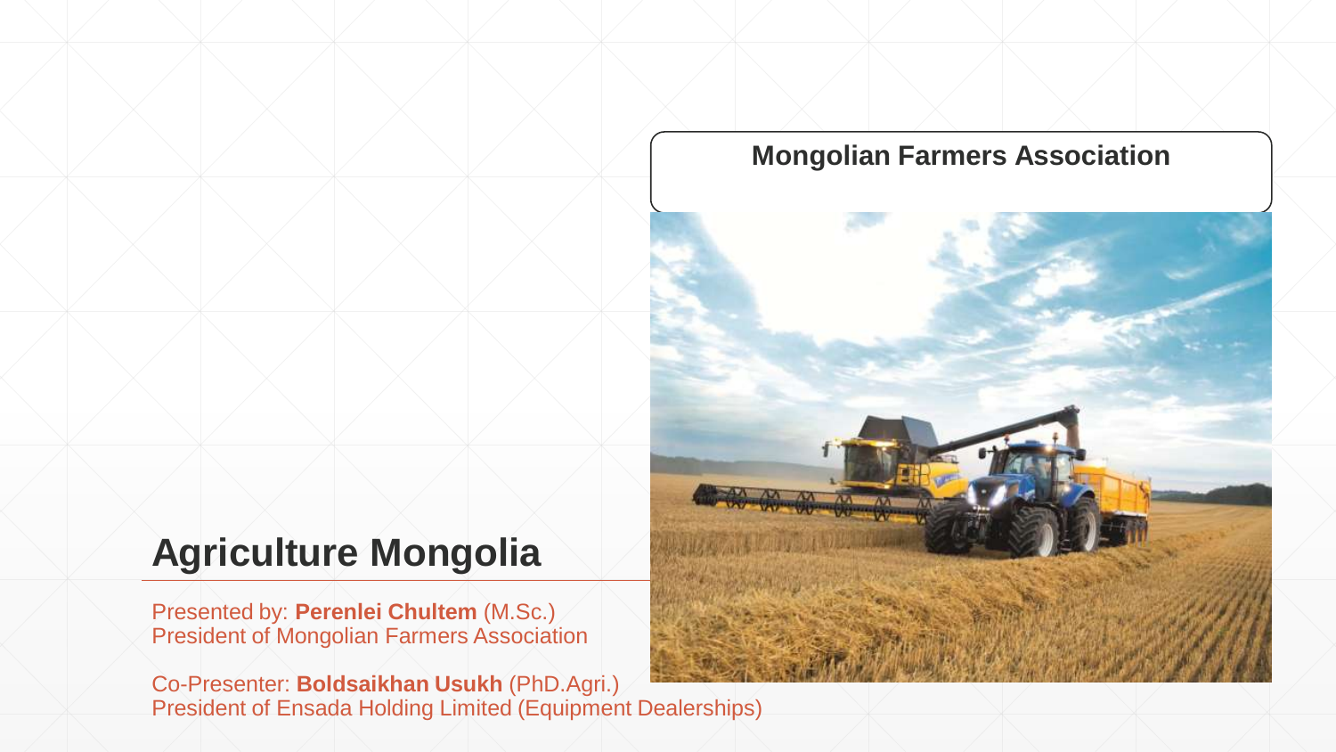Mongolian Farmers Association

# Agriculture Mongolia

Presented by: **Perenlei Chultem** (M.Sc.)
President of Mongolian Farmers Association

Co-Presenter: **Boldsaikhan Usukh** (PhD.Agri.)
President of Ensada Holding Limited (Equipment Dealerships)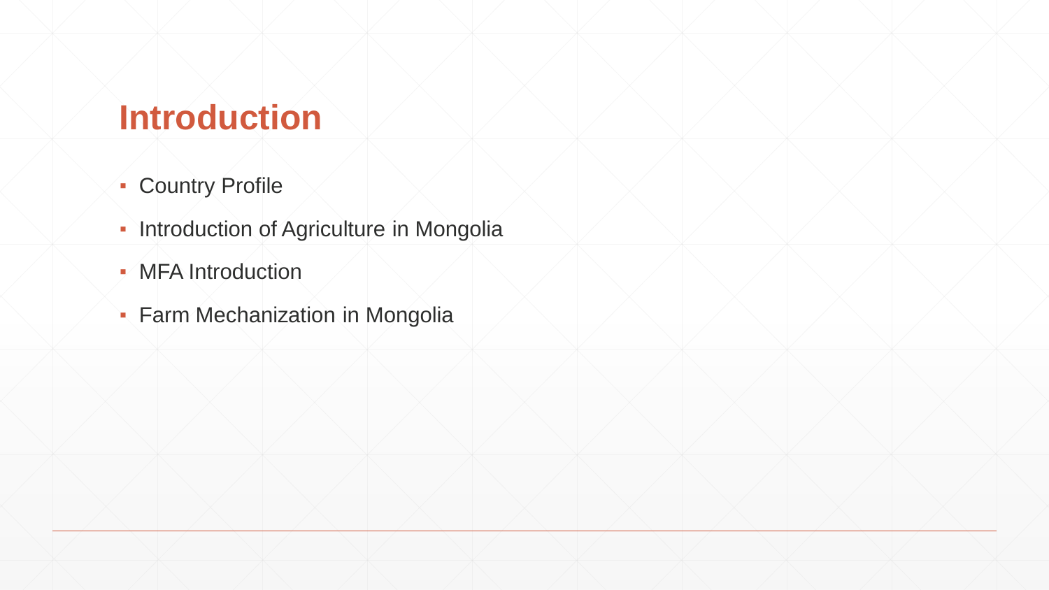# Introduction

- Country Profile
- Introduction of Agriculture in Mongolia
- MFA Introduction
- Farm Mechanization in Mongolia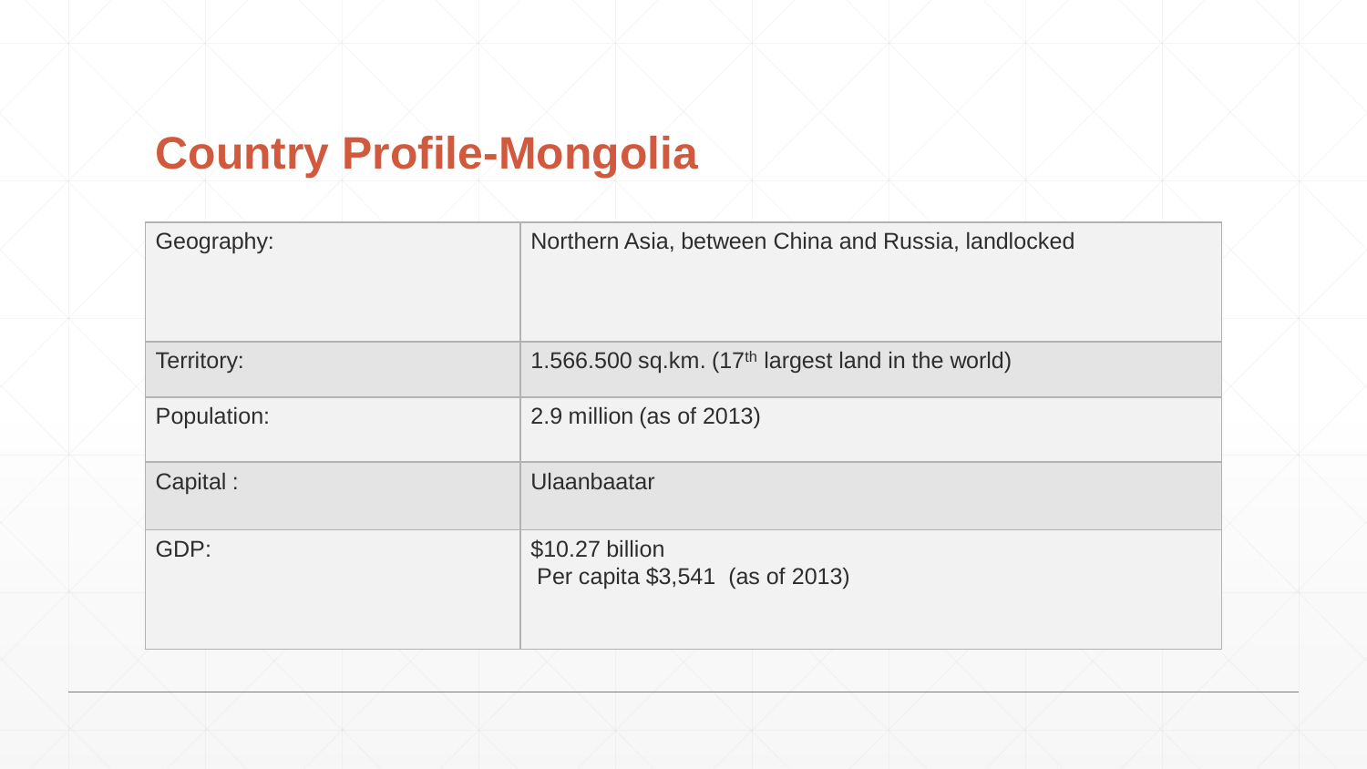# Country Profile-Mongolia

| | |
|---|---|
| Geography: | Northern Asia, between China and Russia, landlocked |
| Territory: | 1.566.500 sq.km. (17th largest land in the world) |
| Population: | 2.9 million (as of 2013) |
| Capital : | Ulaanbaatar |
| GDP: | $10.27 billion<br>Per capita $3,541 (as of 2013) |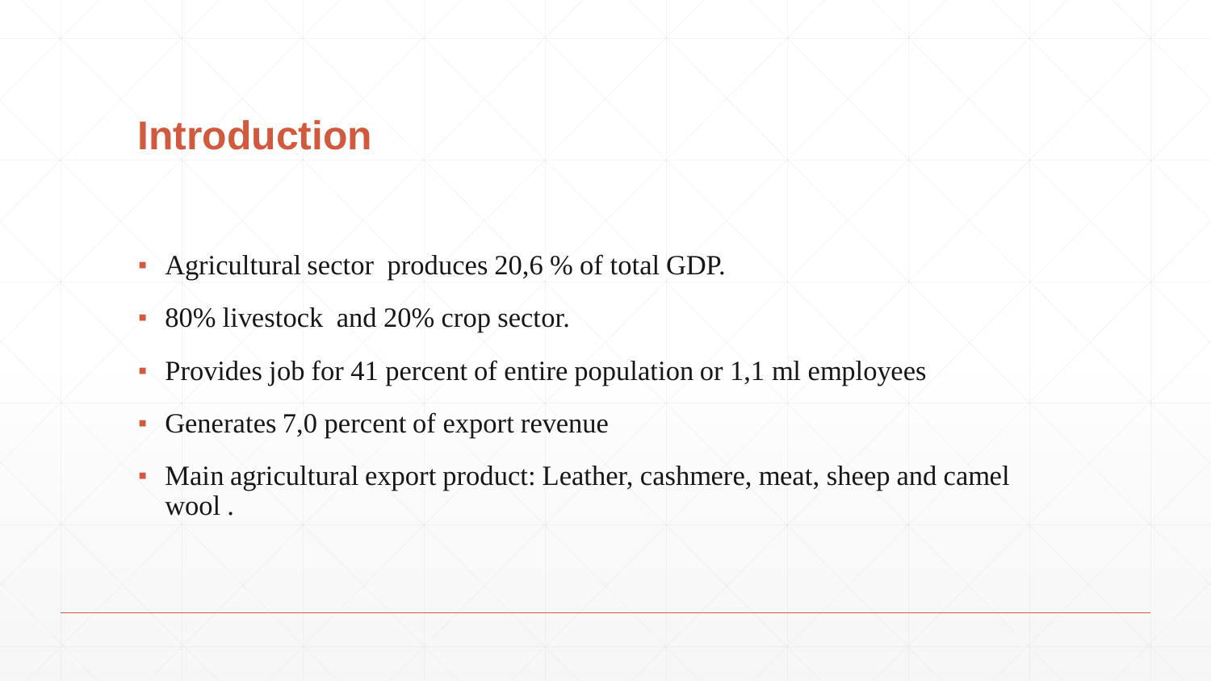# Introduction

- Agricultural sector produces 20,6 % of total GDP.
- 80% livestock and 20% crop sector.
- Provides job for 41 percent of entire population or 1,1 ml employees
- Generates 7,0 percent of export revenue
- Main agricultural export product: Leather, cashmere, meat, sheep and camel wool .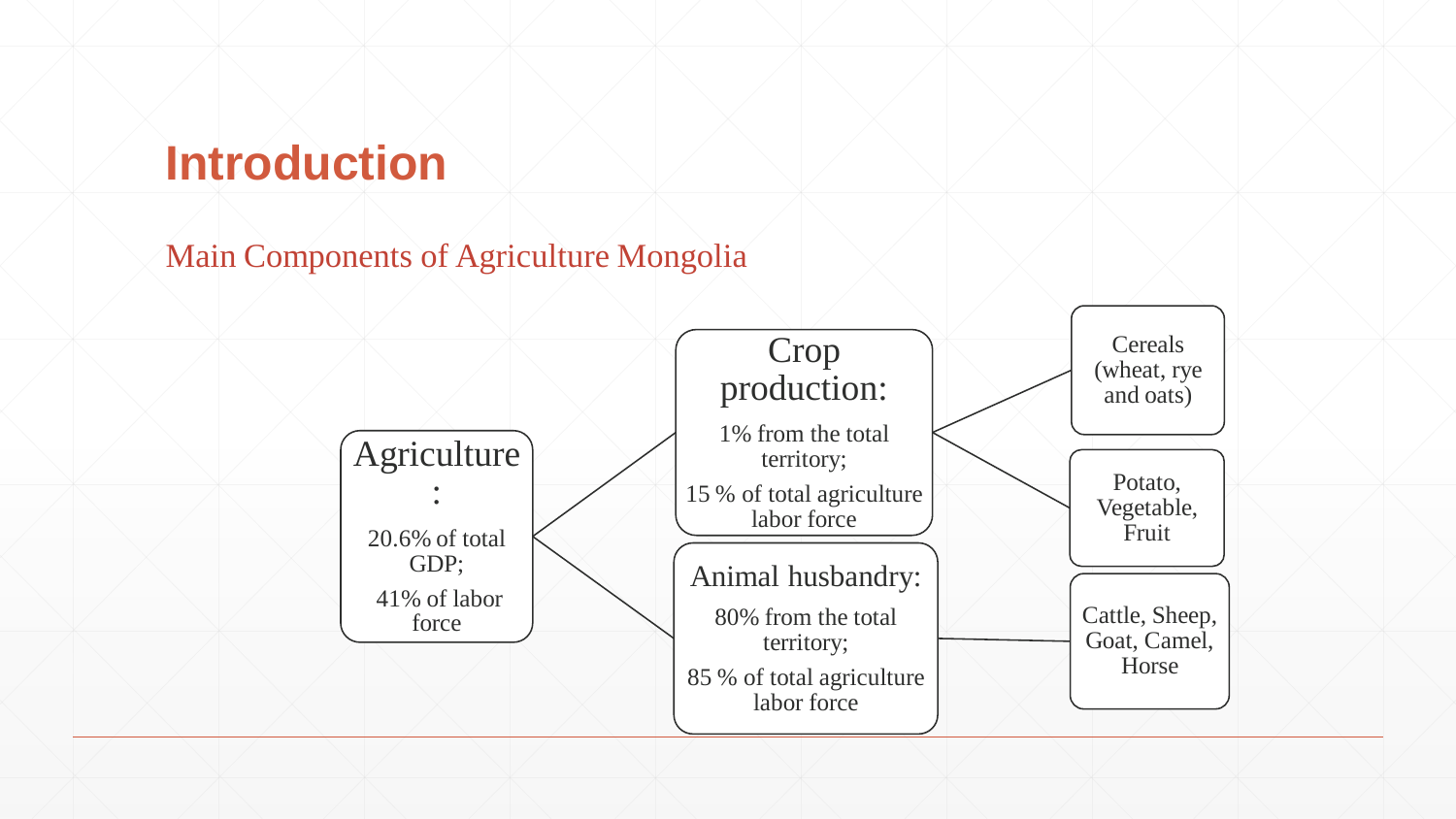# Introduction

## Main Components of Agriculture Mongolia

Agriculture:

20.6% of total GDP;

41% of labor force

Crop production:

1% from the total territory;

15 % of total agriculture labor force

Animal husbandry:

80% from the total territory;

85 % of total agriculture labor force

Cereals (wheat, rye and oats)

Potato, Vegetable, Fruit

Cattle, Sheep, Goat, Camel, Horse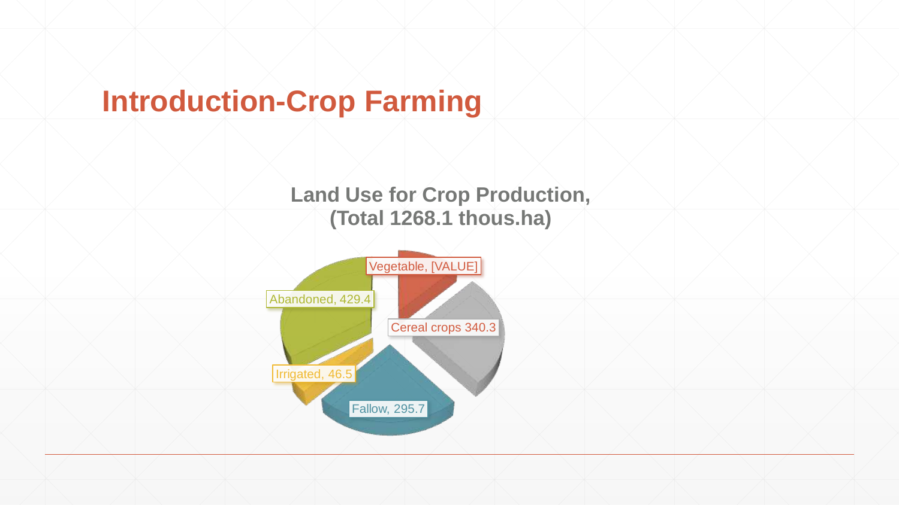# Introduction-Crop Farming

**Land Use for Crop Production, (Total 1268.1 thous.ha)**

Vegetable, [VALUE]

Abandoned, 429.4

Cereal crops 340.3

Irrigated, 46.5

Fallow, 295.7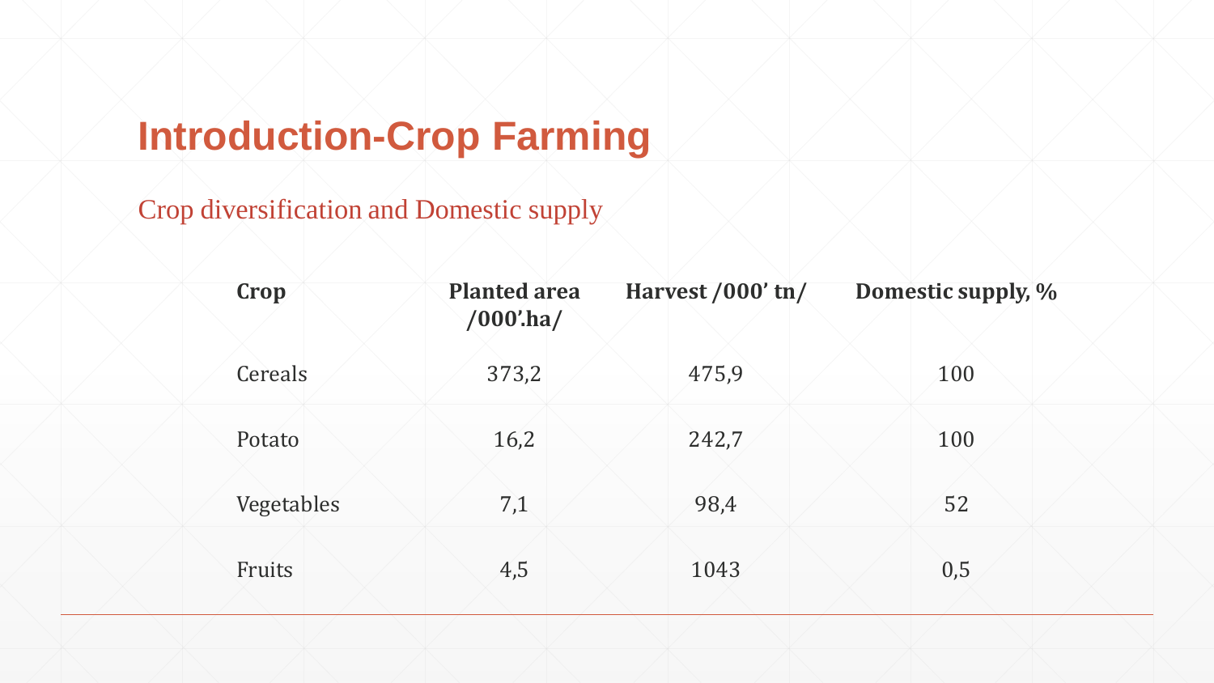# Introduction-Crop Farming

## Crop diversification and Domestic supply

| Crop | Planted area /000'.ha/ | Harvest /000' tn/ | Domestic supply, % |
|---|---|---|---|
| Cereals | 373,2 | 475,9 | 100 |
| Potato | 16,2 | 242,7 | 100 |
| Vegetables | 7,1 | 98,4 | 52 |
| Fruits | 4,5 | 1043 | 0,5 |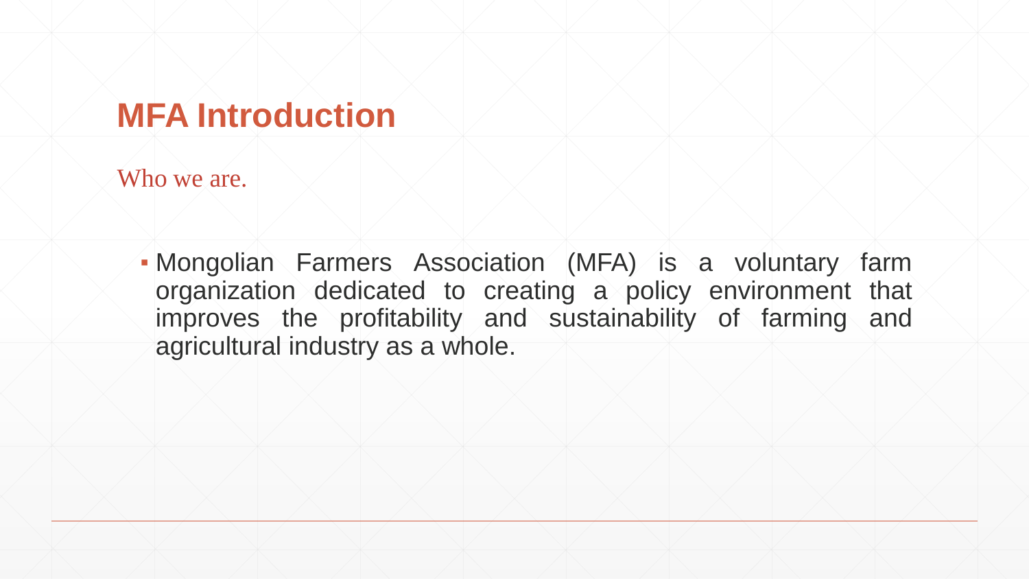# MFA Introduction

Who we are.

- Mongolian Farmers Association (MFA) is a voluntary farm organization dedicated to creating a policy environment that improves the profitability and sustainability of farming and agricultural industry as a whole.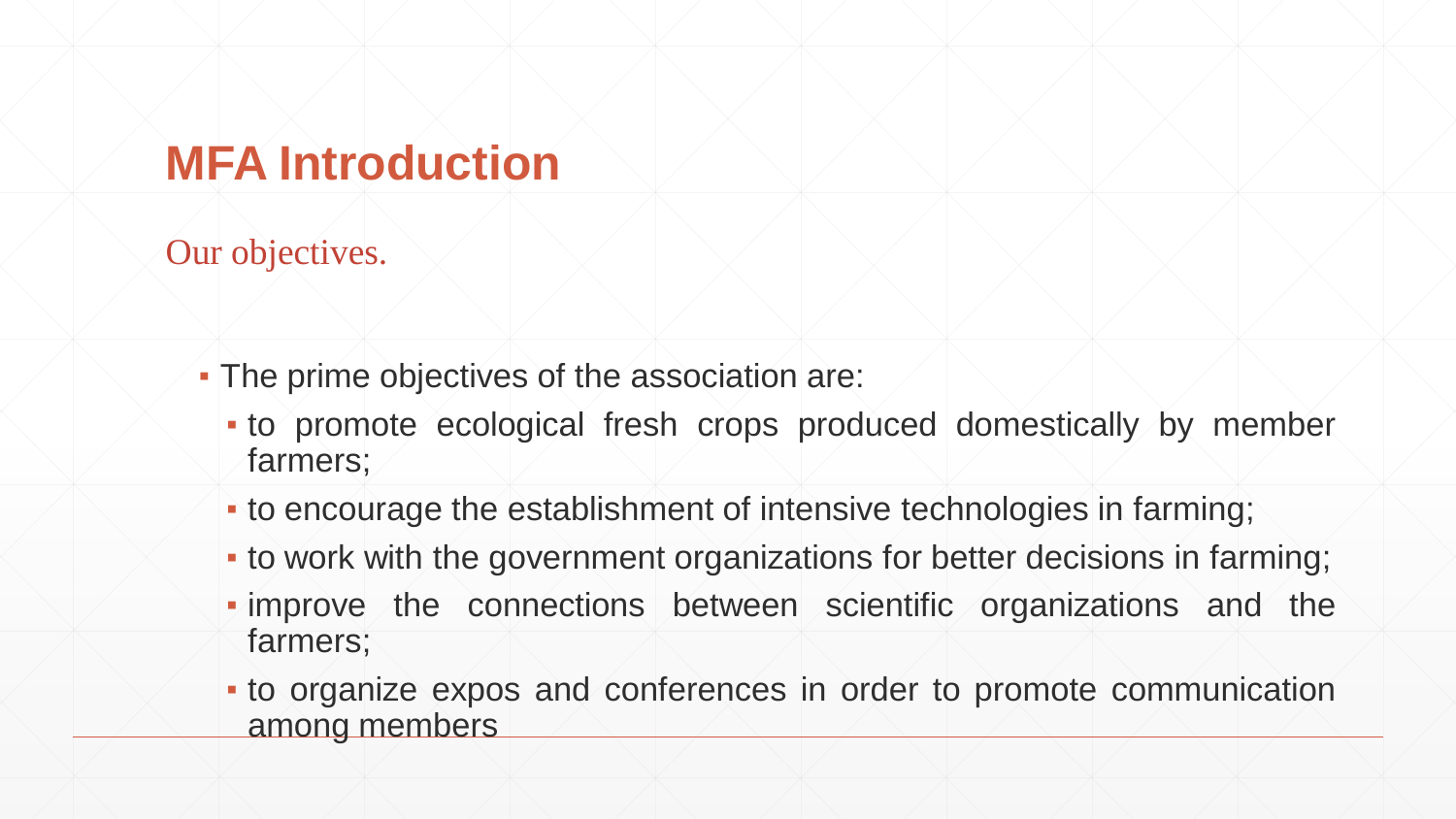# MFA Introduction

Our objectives.

- The prime objectives of the association are:
  - to promote ecological fresh crops produced domestically by member farmers;
  - to encourage the establishment of intensive technologies in farming;
  - to work with the government organizations for better decisions in farming;
  - improve the connections between scientific organizations and the farmers;
  - to organize expos and conferences in order to promote communication among members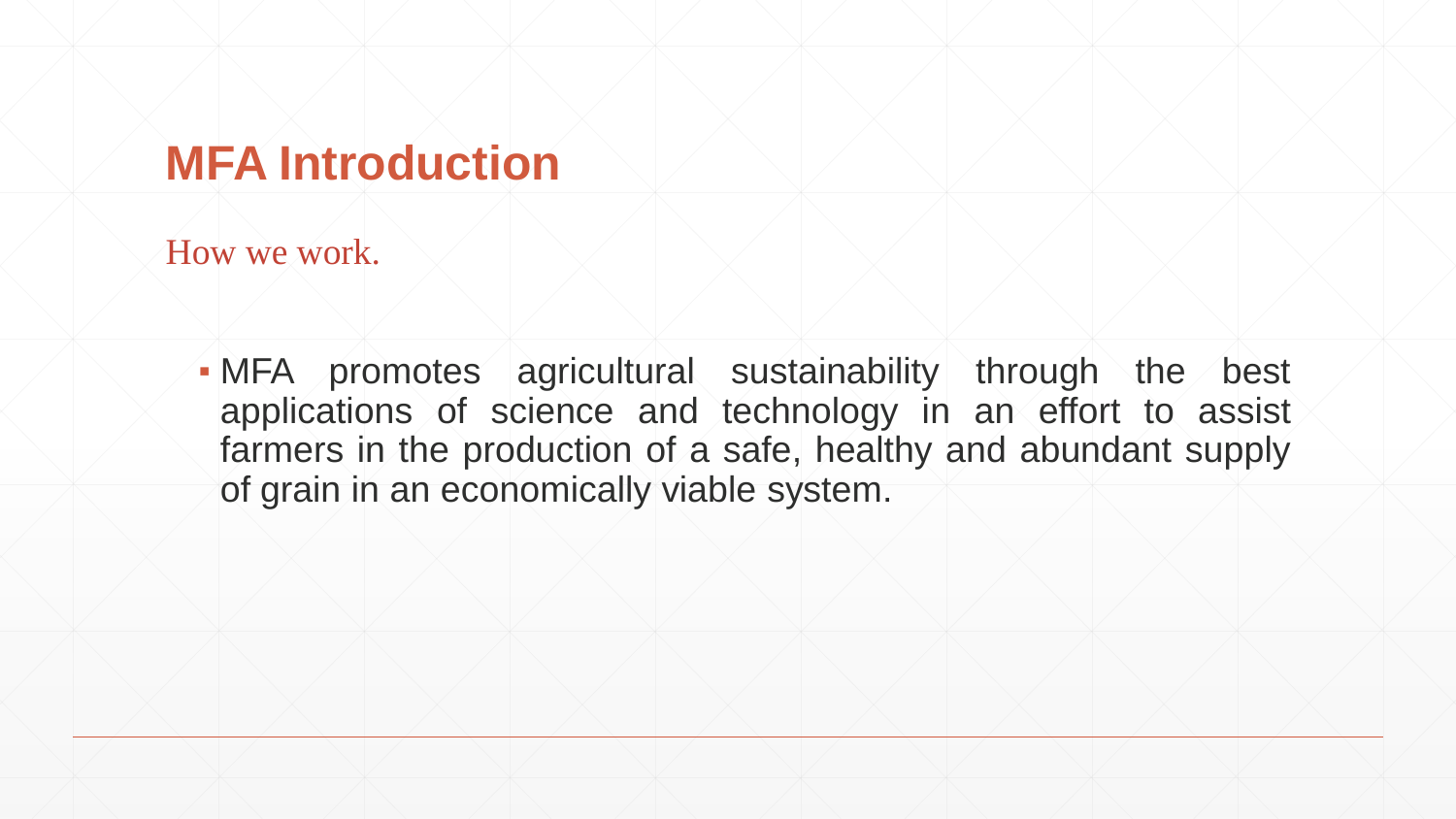# MFA Introduction

How we work.

- MFA promotes agricultural sustainability through the best applications of science and technology in an effort to assist farmers in the production of a safe, healthy and abundant supply of grain in an economically viable system.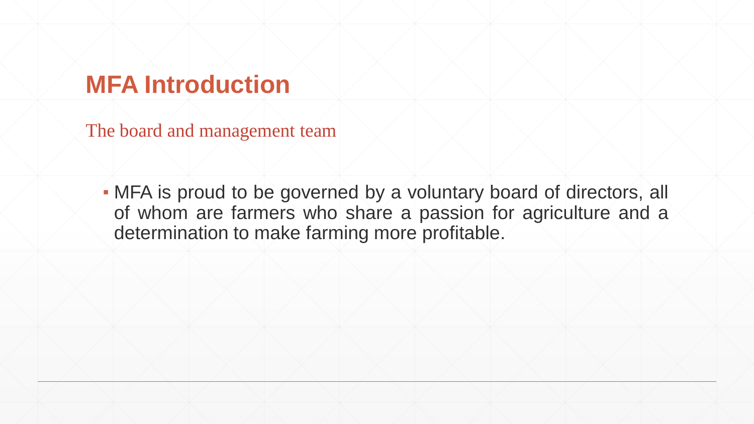# MFA Introduction

## The board and management team

- MFA is proud to be governed by a voluntary board of directors, all of whom are farmers who share a passion for agriculture and a determination to make farming more profitable.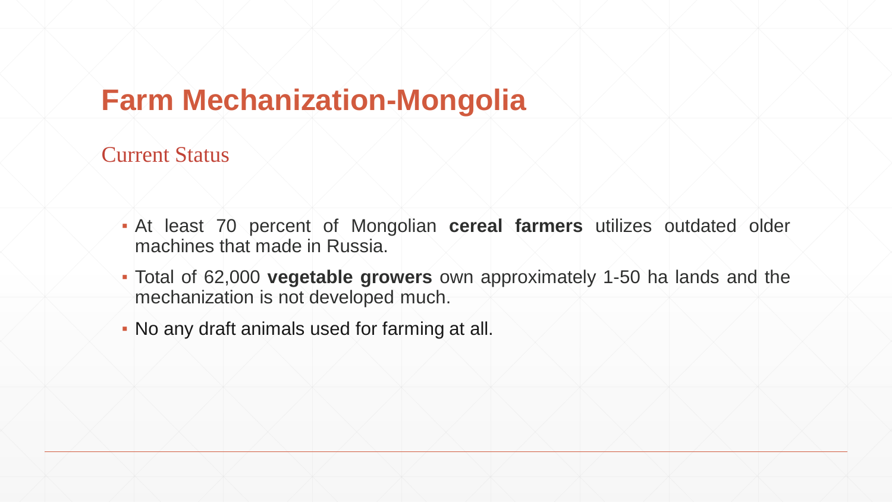# Farm Mechanization-Mongolia

## Current Status

- At least 70 percent of Mongolian **cereal farmers** utilizes outdated older machines that made in Russia.
- Total of 62,000 **vegetable growers** own approximately 1-50 ha lands and the mechanization is not developed much.
- No any draft animals used for farming at all.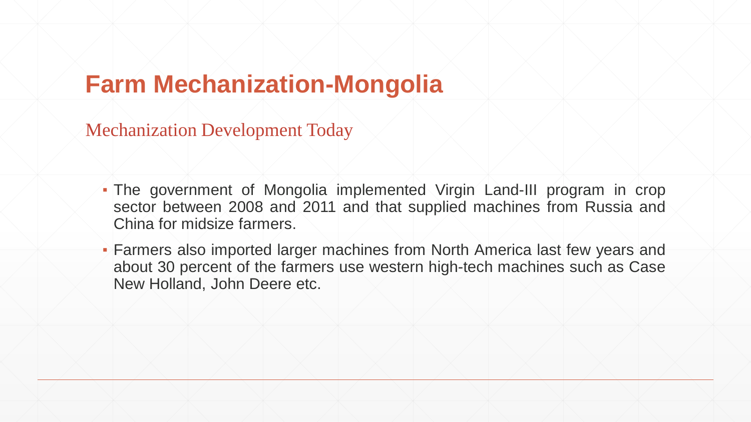# Farm Mechanization-Mongolia

## Mechanization Development Today

- The government of Mongolia implemented Virgin Land-III program in crop sector between 2008 and 2011 and that supplied machines from Russia and China for midsize farmers.
- Farmers also imported larger machines from North America last few years and about 30 percent of the farmers use western high-tech machines such as Case New Holland, John Deere etc.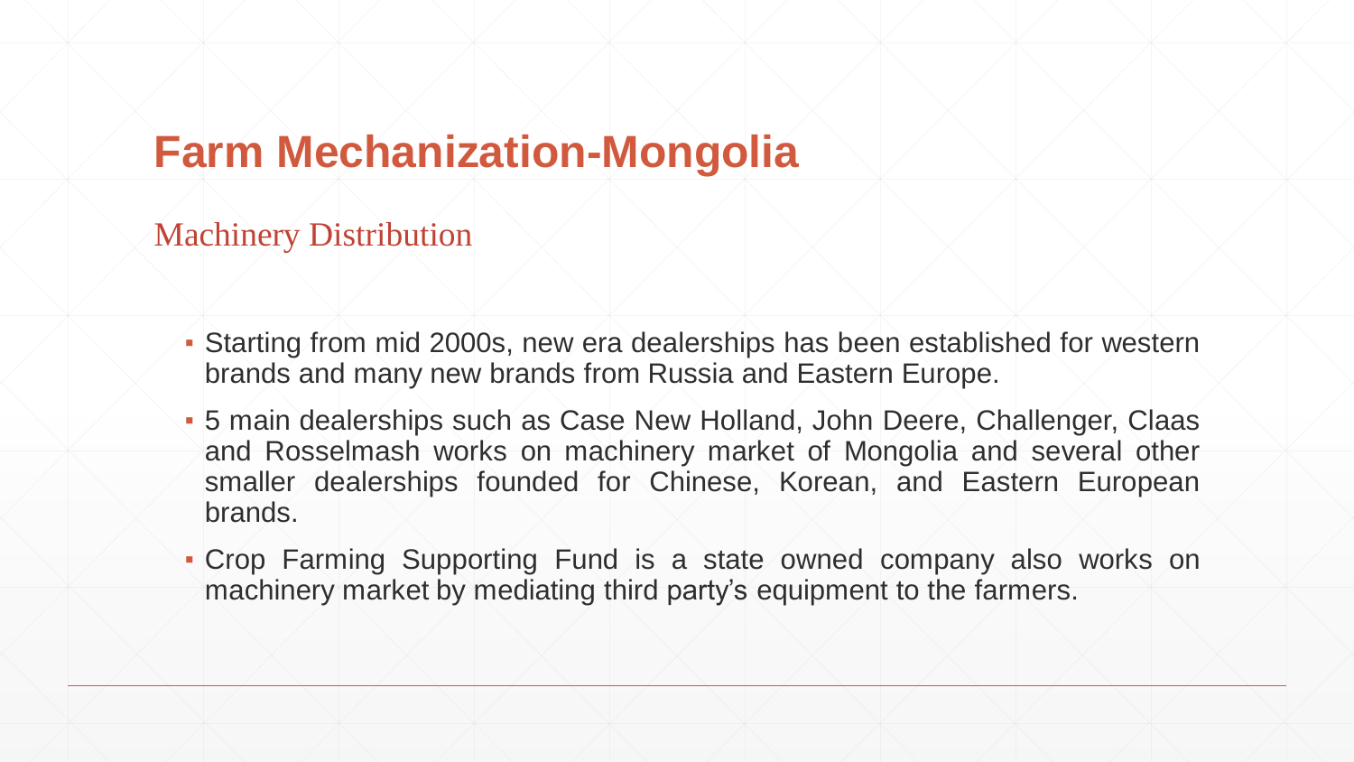# Farm Mechanization-Mongolia

## Machinery Distribution

- Starting from mid 2000s, new era dealerships has been established for western brands and many new brands from Russia and Eastern Europe.
- 5 main dealerships such as Case New Holland, John Deere, Challenger, Claas and Rosselmash works on machinery market of Mongolia and several other smaller dealerships founded for Chinese, Korean, and Eastern European brands.
- Crop Farming Supporting Fund is a state owned company also works on machinery market by mediating third party's equipment to the farmers.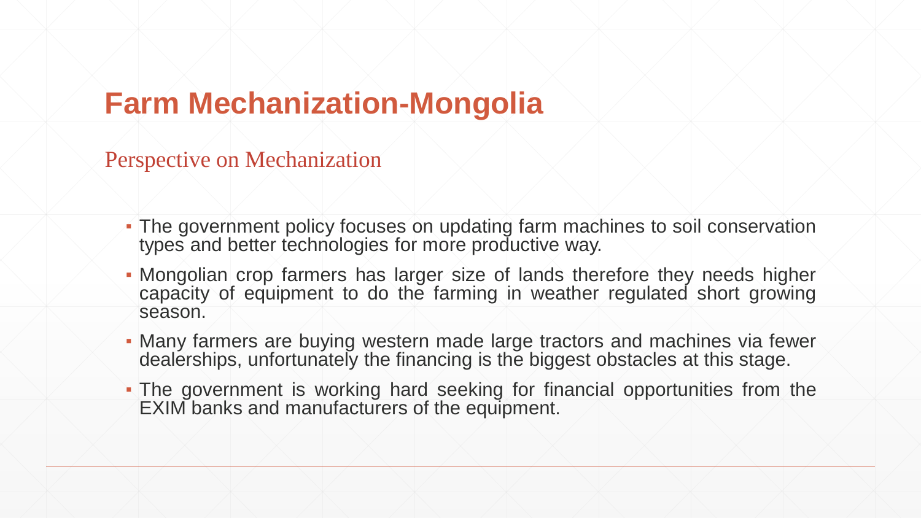# Farm Mechanization-Mongolia

## Perspective on Mechanization

- The government policy focuses on updating farm machines to soil conservation types and better technologies for more productive way.
- Mongolian crop farmers has larger size of lands therefore they needs higher capacity of equipment to do the farming in weather regulated short growing season.
- Many farmers are buying western made large tractors and machines via fewer dealerships, unfortunately the financing is the biggest obstacles at this stage.
- The government is working hard seeking for financial opportunities from the EXIM banks and manufacturers of the equipment.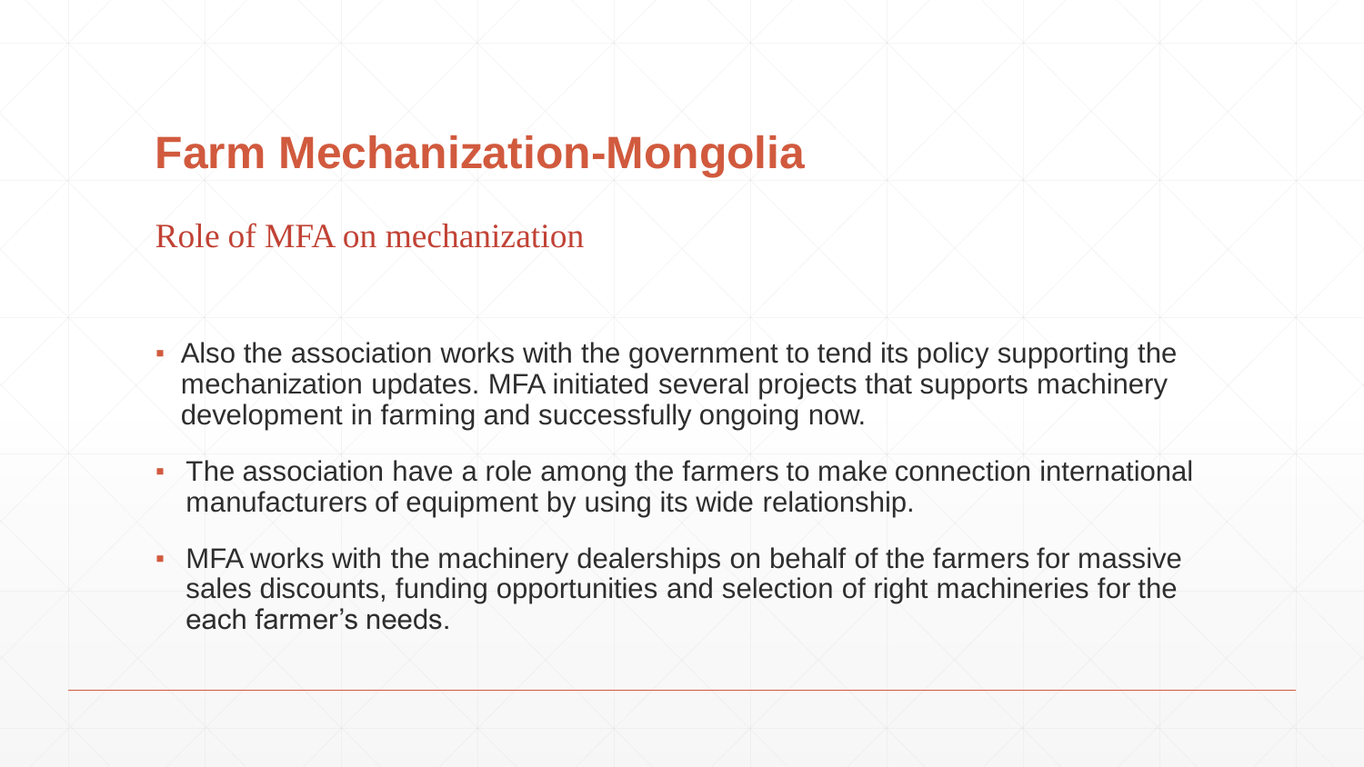# Farm Mechanization-Mongolia

## Role of MFA on mechanization

- Also the association works with the government to tend its policy supporting the mechanization updates. MFA initiated several projects that supports machinery development in farming and successfully ongoing now.
- The association have a role among the farmers to make connection international manufacturers of equipment by using its wide relationship.
- MFA works with the machinery dealerships on behalf of the farmers for massive sales discounts, funding opportunities and selection of right machineries for the each farmer's needs.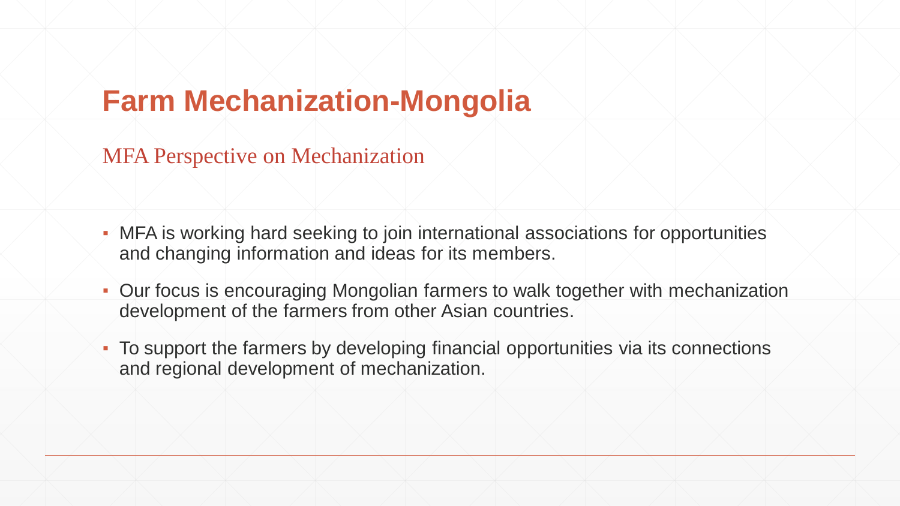# Farm Mechanization-Mongolia

## MFA Perspective on Mechanization

- MFA is working hard seeking to join international associations for opportunities and changing information and ideas for its members.
- Our focus is encouraging Mongolian farmers to walk together with mechanization development of the farmers from other Asian countries.
- To support the farmers by developing financial opportunities via its connections and regional development of mechanization.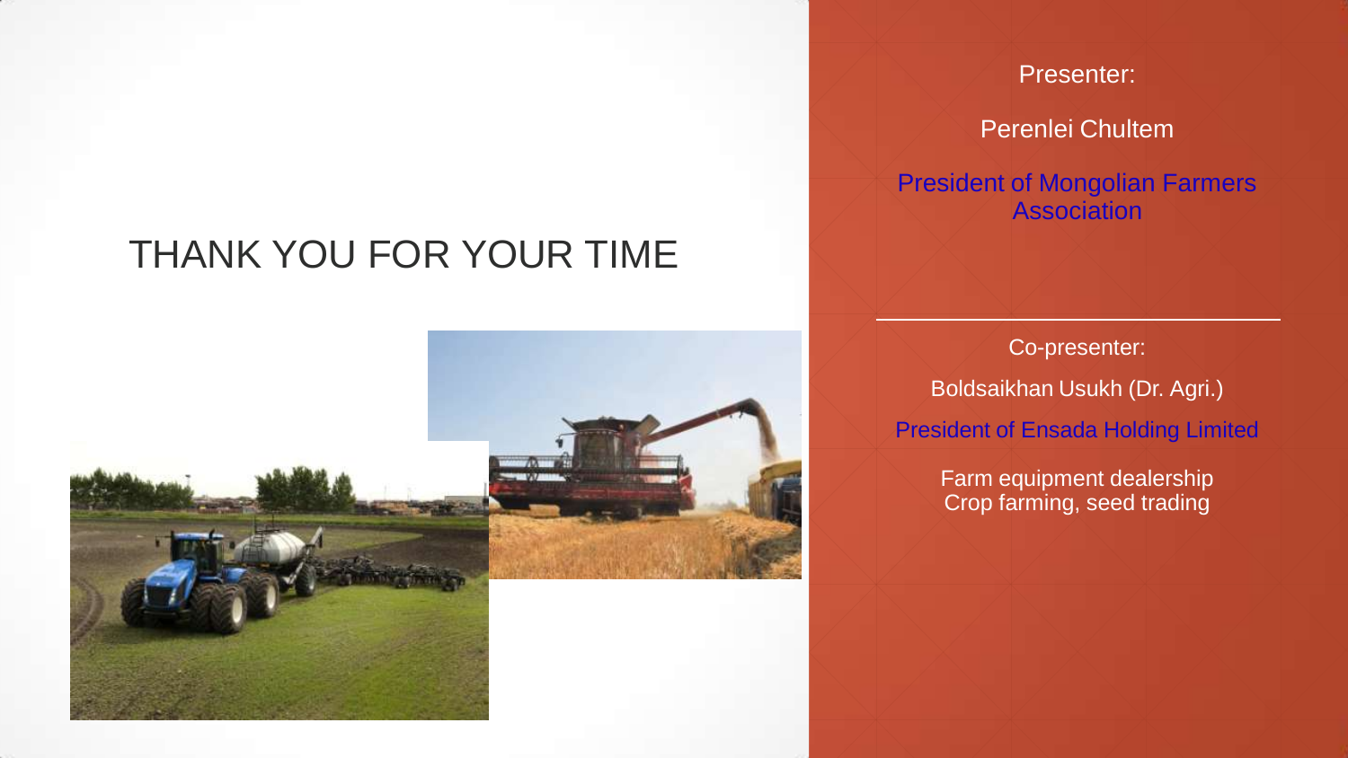# THANK YOU FOR YOUR TIME

Presenter:

Perenlei Chultem

President of Mongolian Farmers Association

Co-presenter:

Boldsaikhan Usukh (Dr. Agri.)

President of Ensada Holding Limited

Farm equipment dealership
Crop farming, seed trading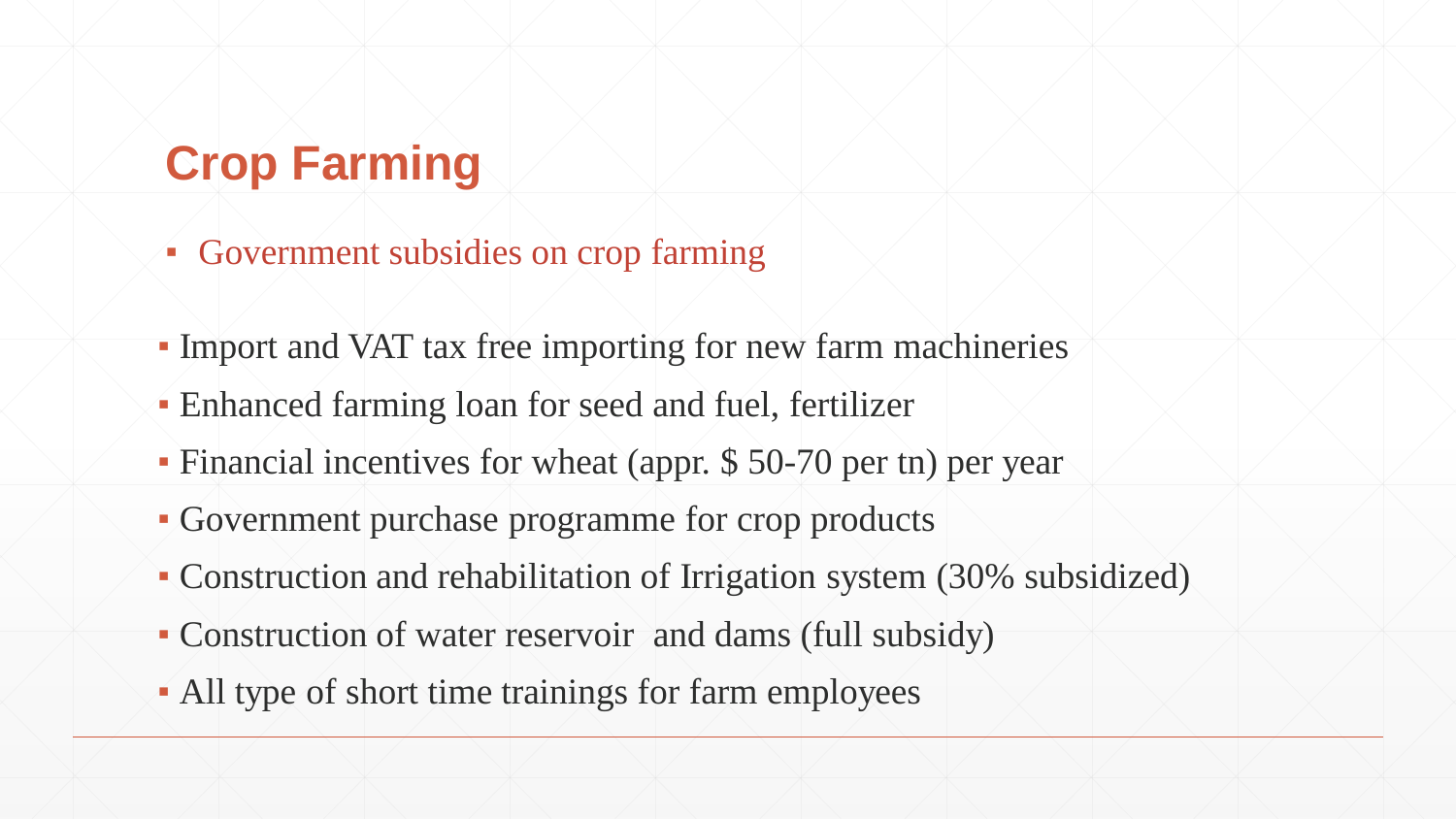# Crop Farming

- Government subsidies on crop farming

- Import and VAT tax free importing for new farm machineries
- Enhanced farming loan for seed and fuel, fertilizer
- Financial incentives for wheat (appr. $ 50-70 per tn) per year
- Government purchase programme for crop products
- Construction and rehabilitation of Irrigation system (30% subsidized)
- Construction of water reservoir  and dams (full subsidy)
- All type of short time trainings for farm employees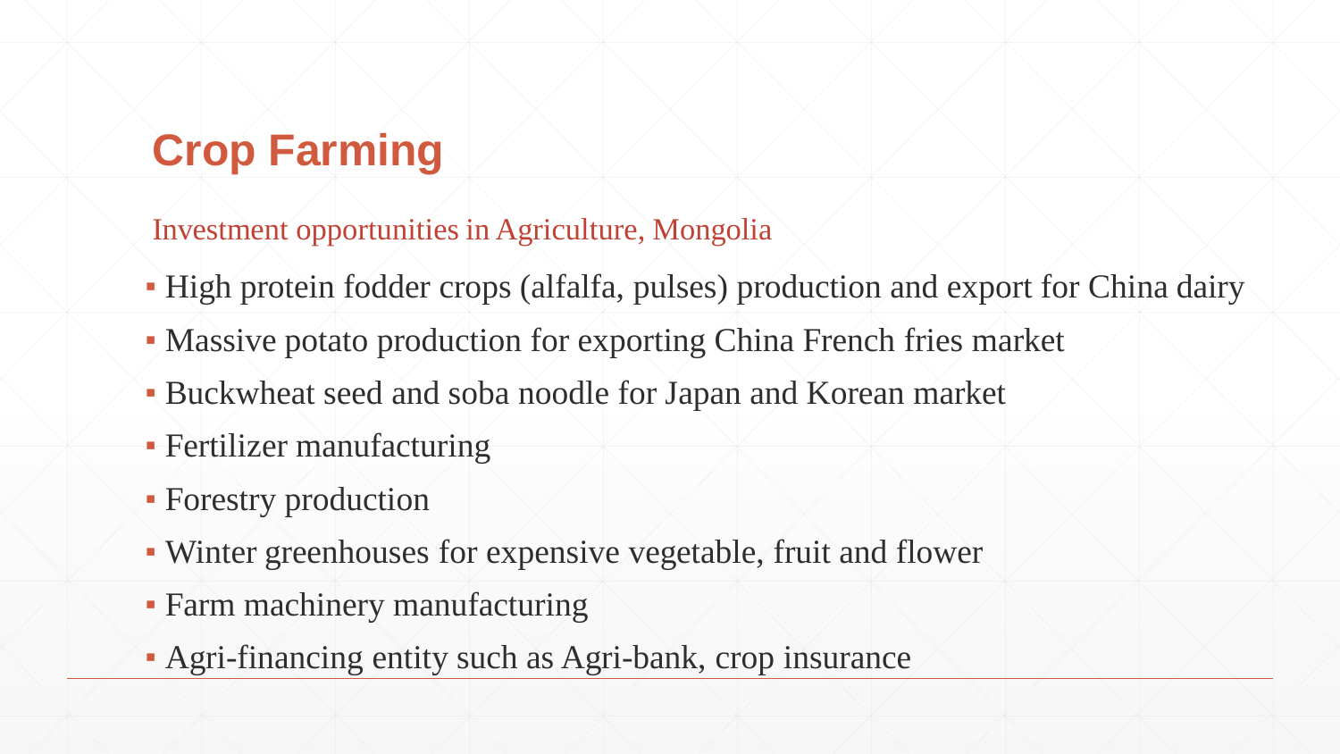# Crop Farming

Investment opportunities in Agriculture, Mongolia

- High protein fodder crops (alfalfa, pulses) production and export for China dairy
- Massive potato production for exporting China French fries market
- Buckwheat seed and soba noodle for Japan and Korean market
- Fertilizer manufacturing
- Forestry production
- Winter greenhouses for expensive vegetable, fruit and flower
- Farm machinery manufacturing
- Agri-financing entity such as Agri-bank, crop insurance